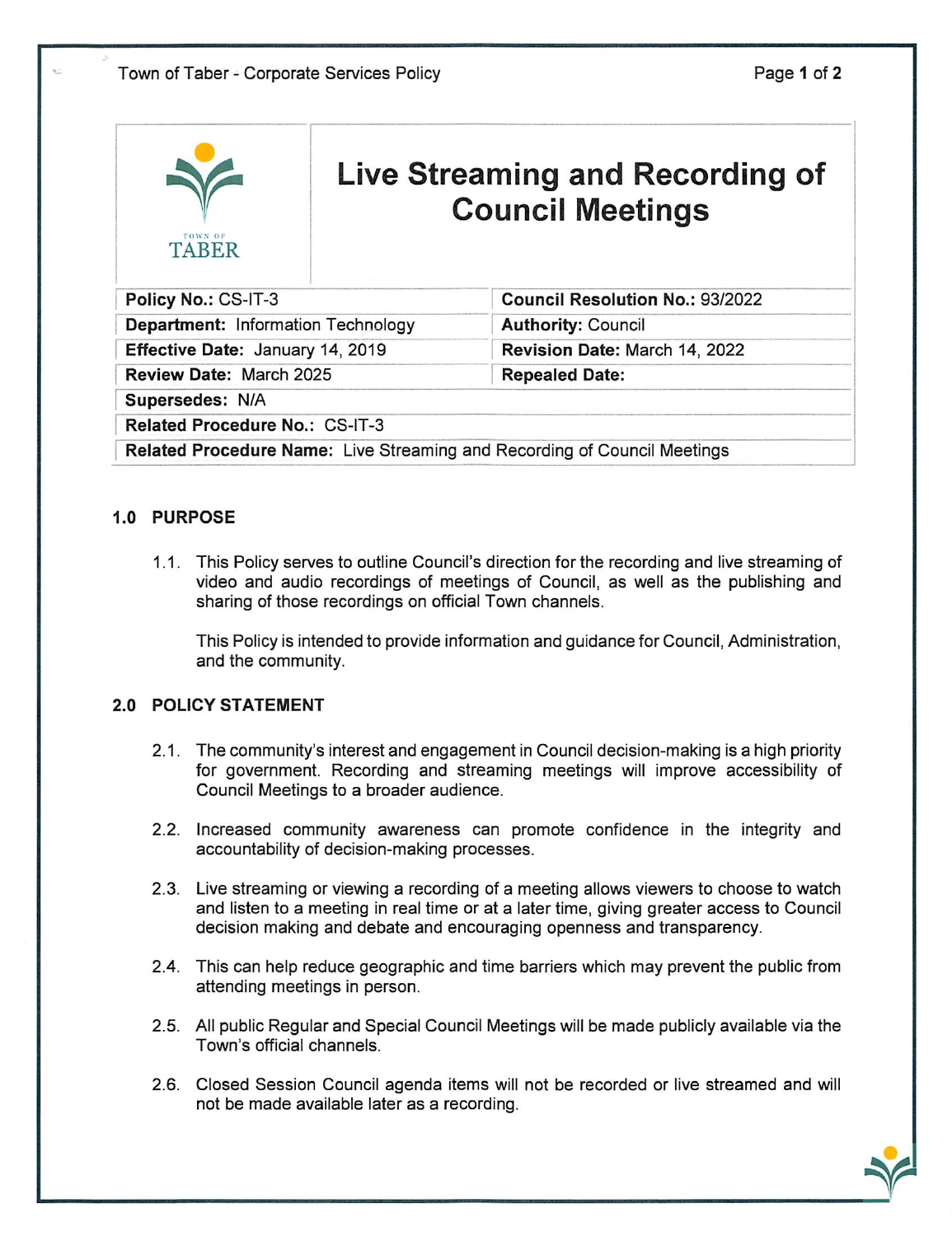# Live Streaming and Recording of Council Meetings

| Policy No.: CS-IT-3 | Council Resolution No.: 93/2022 |
|---|---|
| Department: Information Technology | Authority: Council |
| Effective Date: January 14, 2019 | Revision Date: March 14, 2022 |
| Review Date: March 2025 | Repealed Date: |
| Supersedes: N/A | |
| Related Procedure No.: CS-IT-3 | |
| Related Procedure Name: Live Streaming and Recording of Council Meetings | |

## 1.0 PURPOSE

1.1. This Policy serves to outline Council's direction for the recording and live streaming of video and audio recordings of meetings of Council, as well as the publishing and sharing of those recordings on official Town channels.

This Policy is intended to provide information and guidance for Council, Administration, and the community.

## 2.0 POLICY STATEMENT

2.1. The community's interest and engagement in Council decision-making is a high priority for government. Recording and streaming meetings will improve accessibility of Council Meetings to a broader audience.

2.2. Increased community awareness can promote confidence in the integrity and accountability of decision-making processes.

2.3. Live streaming or viewing a recording of a meeting allows viewers to choose to watch and listen to a meeting in real time or at a later time, giving greater access to Council decision making and debate and encouraging openness and transparency.

2.4. This can help reduce geographic and time barriers which may prevent the public from attending meetings in person.

2.5. All public Regular and Special Council Meetings will be made publicly available via the Town's official channels.

2.6. Closed Session Council agenda items will not be recorded or live streamed and will not be made available later as a recording.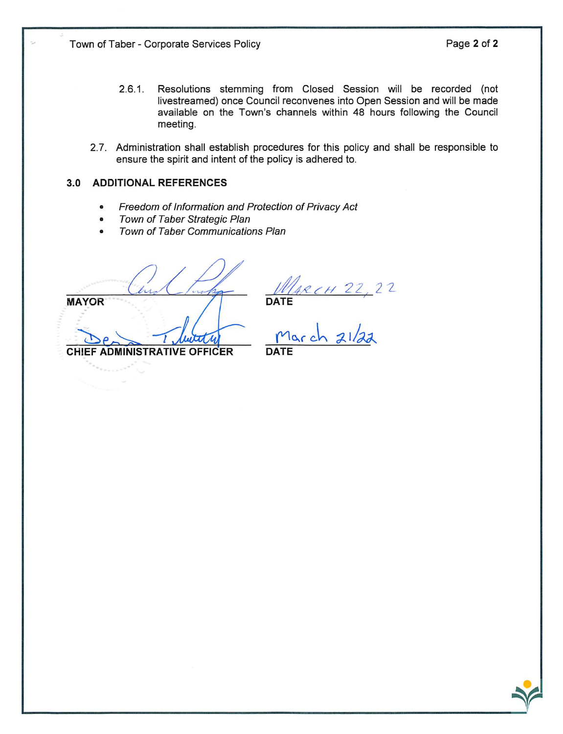2.6.1. Resolutions stemming from Closed Session will be recorded (not livestreamed) once Council reconvenes into Open Session and will be made available on the Town's channels within 48 hours following the Council meeting.

2.7. Administration shall establish procedures for this policy and shall be responsible to ensure the spirit and intent of the policy is adhered to.

## 3.0 ADDITIONAL REFERENCES

- *Freedom of Information and Protection of Privacy Act*
- *Town of Taber Strategic Plan*
- *Town of Taber Communications Plan*

**MAYOR** &nbsp;&nbsp;&nbsp;&nbsp; March 22, 22 **DATE**

**CHIEF ADMINISTRATIVE OFFICER** &nbsp;&nbsp;&nbsp;&nbsp; March 21/22 **DATE**